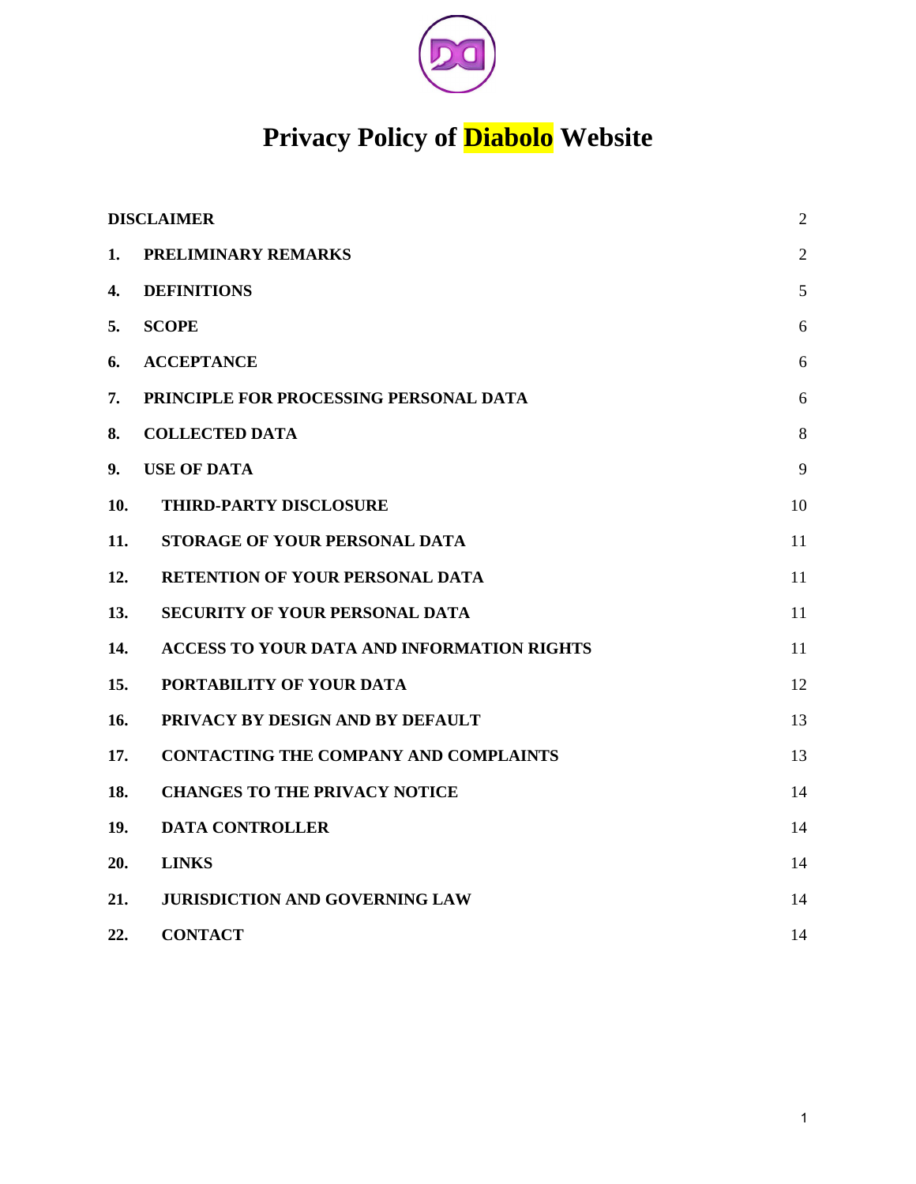# Privacy Policy of Diabolo Website

| | | |
|---|---|---|
| **DISCLAIMER** | | 2 |
| **1.** | **PRELIMINARY REMARKS** | 2 |
| **4.** | **DEFINITIONS** | 5 |
| **5.** | **SCOPE** | 6 |
| **6.** | **ACCEPTANCE** | 6 |
| **7.** | **PRINCIPLE FOR PROCESSING PERSONAL DATA** | 6 |
| **8.** | **COLLECTED DATA** | 8 |
| **9.** | **USE OF DATA** | 9 |
| **10.** | **THIRD-PARTY DISCLOSURE** | 10 |
| **11.** | **STORAGE OF YOUR PERSONAL DATA** | 11 |
| **12.** | **RETENTION OF YOUR PERSONAL DATA** | 11 |
| **13.** | **SECURITY OF YOUR PERSONAL DATA** | 11 |
| **14.** | **ACCESS TO YOUR DATA AND INFORMATION RIGHTS** | 11 |
| **15.** | **PORTABILITY OF YOUR DATA** | 12 |
| **16.** | **PRIVACY BY DESIGN AND BY DEFAULT** | 13 |
| **17.** | **CONTACTING THE COMPANY AND COMPLAINTS** | 13 |
| **18.** | **CHANGES TO THE PRIVACY NOTICE** | 14 |
| **19.** | **DATA CONTROLLER** | 14 |
| **20.** | **LINKS** | 14 |
| **21.** | **JURISDICTION AND GOVERNING LAW** | 14 |
| **22.** | **CONTACT** | 14 |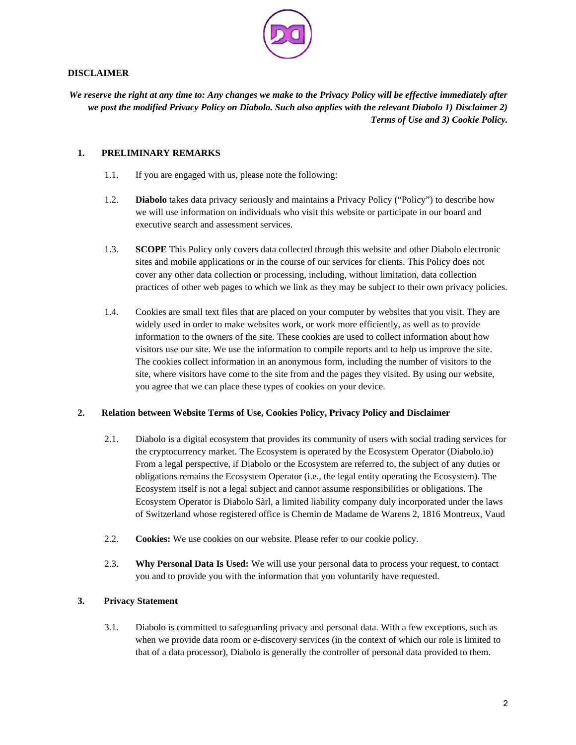**DISCLAIMER**

***We reserve the right at any time to: Any changes we make to the Privacy Policy will be effective immediately after we post the modified Privacy Policy on Diabolo. Such also applies with the relevant Diabolo 1) Disclaimer 2) Terms of Use and 3) Cookie Policy.***

## 1. PRELIMINARY REMARKS

1.1. If you are engaged with us, please note the following:

1.2. **Diabolo** takes data privacy seriously and maintains a Privacy Policy ("Policy") to describe how we will use information on individuals who visit this website or participate in our board and executive search and assessment services.

1.3. **SCOPE** This Policy only covers data collected through this website and other Diabolo electronic sites and mobile applications or in the course of our services for clients. This Policy does not cover any other data collection or processing, including, without limitation, data collection practices of other web pages to which we link as they may be subject to their own privacy policies.

1.4. Cookies are small text files that are placed on your computer by websites that you visit. They are widely used in order to make websites work, or work more efficiently, as well as to provide information to the owners of the site. These cookies are used to collect information about how visitors use our site. We use the information to compile reports and to help us improve the site. The cookies collect information in an anonymous form, including the number of visitors to the site, where visitors have come to the site from and the pages they visited. By using our website, you agree that we can place these types of cookies on your device.

## 2. Relation between Website Terms of Use, Cookies Policy, Privacy Policy and Disclaimer

2.1. Diabolo is a digital ecosystem that provides its community of users with social trading services for the cryptocurrency market. The Ecosystem is operated by the Ecosystem Operator (Diabolo.io) From a legal perspective, if Diabolo or the Ecosystem are referred to, the subject of any duties or obligations remains the Ecosystem Operator (i.e., the legal entity operating the Ecosystem). The Ecosystem itself is not a legal subject and cannot assume responsibilities or obligations. The Ecosystem Operator is Diabolo Sàrl, a limited liability company duly incorporated under the laws of Switzerland whose registered office is Chemin de Madame de Warens 2, 1816 Montreux, Vaud

2.2. **Cookies:** We use cookies on our website. Please refer to our cookie policy.

2.3. **Why Personal Data Is Used:** We will use your personal data to process your request, to contact you and to provide you with the information that you voluntarily have requested.

## 3. Privacy Statement

3.1. Diabolo is committed to safeguarding privacy and personal data. With a few exceptions, such as when we provide data room or e-discovery services (in the context of which our role is limited to that of a data processor), Diabolo is generally the controller of personal data provided to them.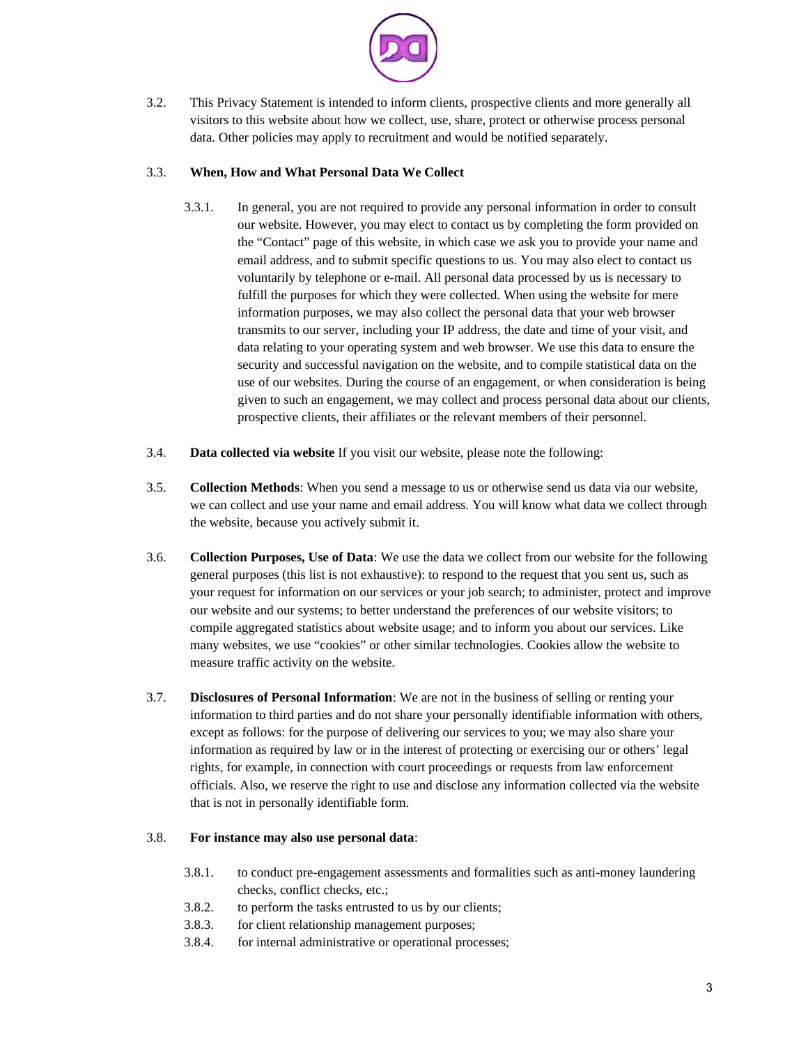3.2. This Privacy Statement is intended to inform clients, prospective clients and more generally all visitors to this website about how we collect, use, share, protect or otherwise process personal data. Other policies may apply to recruitment and would be notified separately.

3.3. **When, How and What Personal Data We Collect**

3.3.1. In general, you are not required to provide any personal information in order to consult our website. However, you may elect to contact us by completing the form provided on the "Contact" page of this website, in which case we ask you to provide your name and email address, and to submit specific questions to us. You may also elect to contact us voluntarily by telephone or e-mail. All personal data processed by us is necessary to fulfill the purposes for which they were collected. When using the website for mere information purposes, we may also collect the personal data that your web browser transmits to our server, including your IP address, the date and time of your visit, and data relating to your operating system and web browser. We use this data to ensure the security and successful navigation on the website, and to compile statistical data on the use of our websites. During the course of an engagement, or when consideration is being given to such an engagement, we may collect and process personal data about our clients, prospective clients, their affiliates or the relevant members of their personnel.

3.4. **Data collected via website** If you visit our website, please note the following:

3.5. **Collection Methods**: When you send a message to us or otherwise send us data via our website, we can collect and use your name and email address. You will know what data we collect through the website, because you actively submit it.

3.6. **Collection Purposes, Use of Data**: We use the data we collect from our website for the following general purposes (this list is not exhaustive): to respond to the request that you sent us, such as your request for information on our services or your job search; to administer, protect and improve our website and our systems; to better understand the preferences of our website visitors; to compile aggregated statistics about website usage; and to inform you about our services. Like many websites, we use "cookies" or other similar technologies. Cookies allow the website to measure traffic activity on the website.

3.7. **Disclosures of Personal Information**: We are not in the business of selling or renting your information to third parties and do not share your personally identifiable information with others, except as follows: for the purpose of delivering our services to you; we may also share your information as required by law or in the interest of protecting or exercising our or others' legal rights, for example, in connection with court proceedings or requests from law enforcement officials. Also, we reserve the right to use and disclose any information collected via the website that is not in personally identifiable form.

3.8. **For instance may also use personal data**:

3.8.1. to conduct pre-engagement assessments and formalities such as anti-money laundering checks, conflict checks, etc.;

3.8.2. to perform the tasks entrusted to us by our clients;

3.8.3. for client relationship management purposes;

3.8.4. for internal administrative or operational processes;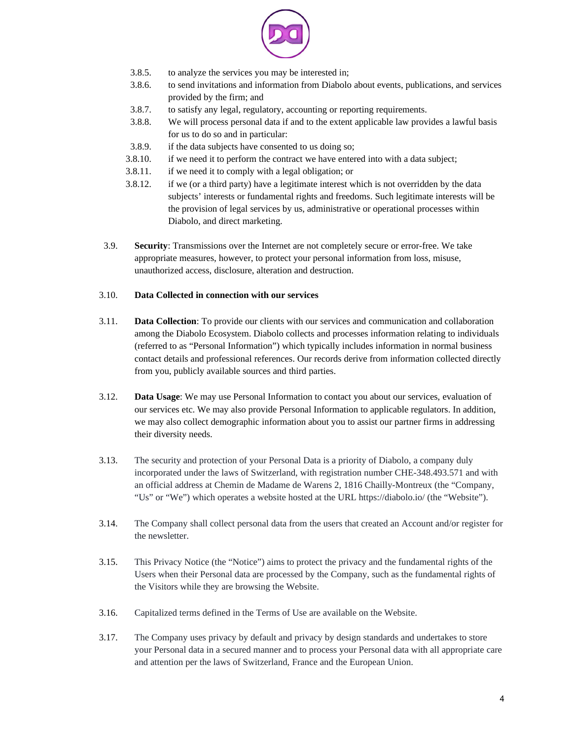3.8.5. to analyze the services you may be interested in;

3.8.6. to send invitations and information from Diabolo about events, publications, and services provided by the firm; and

3.8.7. to satisfy any legal, regulatory, accounting or reporting requirements.

3.8.8. We will process personal data if and to the extent applicable law provides a lawful basis for us to do so and in particular:

3.8.9. if the data subjects have consented to us doing so;

3.8.10. if we need it to perform the contract we have entered into with a data subject;

3.8.11. if we need it to comply with a legal obligation; or

3.8.12. if we (or a third party) have a legitimate interest which is not overridden by the data subjects' interests or fundamental rights and freedoms. Such legitimate interests will be the provision of legal services by us, administrative or operational processes within Diabolo, and direct marketing.

3.9. **Security**: Transmissions over the Internet are not completely secure or error-free. We take appropriate measures, however, to protect your personal information from loss, misuse, unauthorized access, disclosure, alteration and destruction.

3.10. **Data Collected in connection with our services**

3.11. **Data Collection**: To provide our clients with our services and communication and collaboration among the Diabolo Ecosystem. Diabolo collects and processes information relating to individuals (referred to as "Personal Information") which typically includes information in normal business contact details and professional references. Our records derive from information collected directly from you, publicly available sources and third parties.

3.12. **Data Usage**: We may use Personal Information to contact you about our services, evaluation of our services etc. We may also provide Personal Information to applicable regulators. In addition, we may also collect demographic information about you to assist our partner firms in addressing their diversity needs.

3.13. The security and protection of your Personal Data is a priority of Diabolo, a company duly incorporated under the laws of Switzerland, with registration number CHE-348.493.571 and with an official address at Chemin de Madame de Warens 2, 1816 Chailly-Montreux (the "Company, "Us" or "We") which operates a website hosted at the URL https://diabolo.io/ (the "Website").

3.14. The Company shall collect personal data from the users that created an Account and/or register for the newsletter.

3.15. This Privacy Notice (the "Notice") aims to protect the privacy and the fundamental rights of the Users when their Personal data are processed by the Company, such as the fundamental rights of the Visitors while they are browsing the Website.

3.16. Capitalized terms defined in the Terms of Use are available on the Website.

3.17. The Company uses privacy by default and privacy by design standards and undertakes to store your Personal data in a secured manner and to process your Personal data with all appropriate care and attention per the laws of Switzerland, France and the European Union.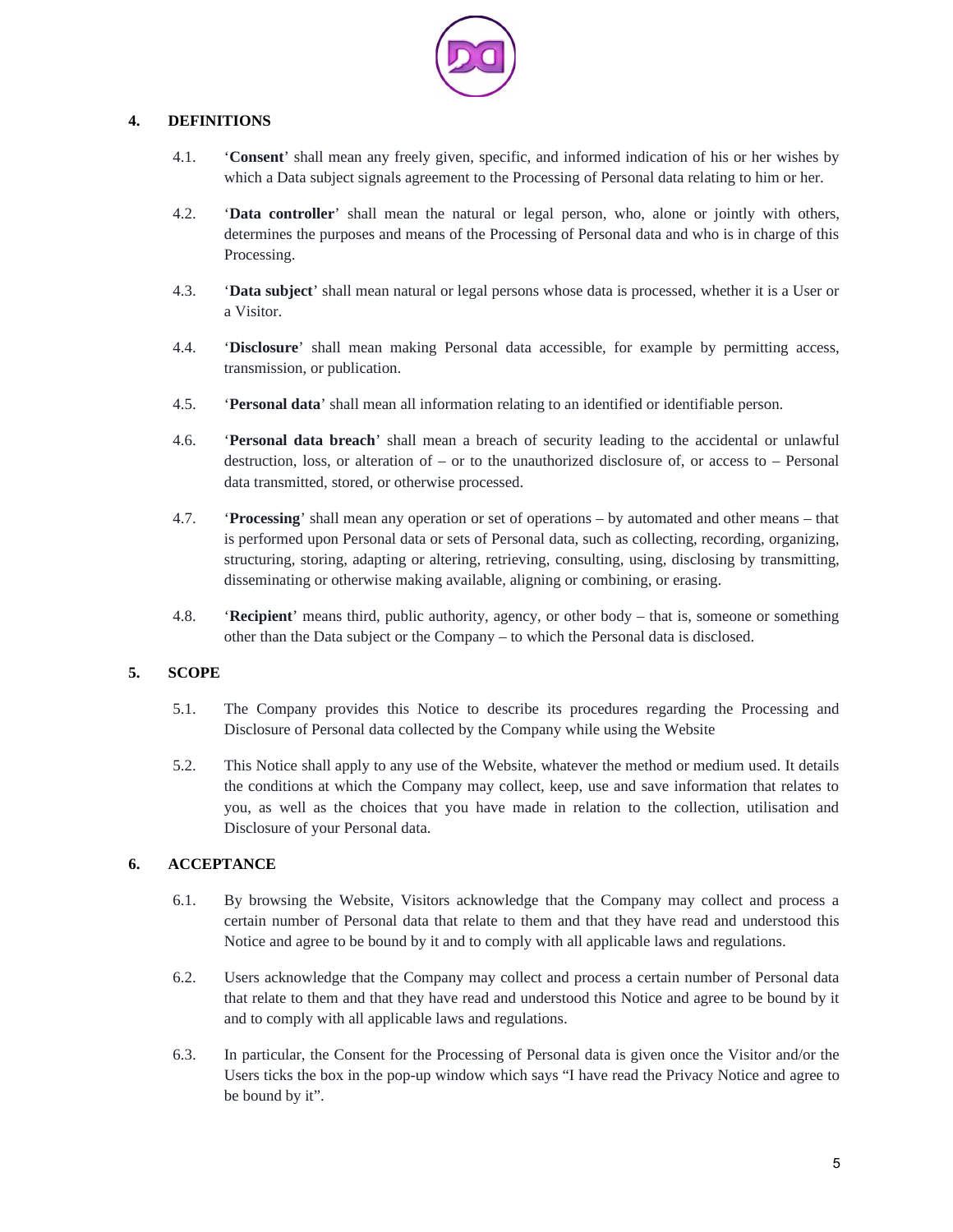## 4. DEFINITIONS

4.1. '**Consent**' shall mean any freely given, specific, and informed indication of his or her wishes by which a Data subject signals agreement to the Processing of Personal data relating to him or her.

4.2. '**Data controller**' shall mean the natural or legal person, who, alone or jointly with others, determines the purposes and means of the Processing of Personal data and who is in charge of this Processing.

4.3. '**Data subject**' shall mean natural or legal persons whose data is processed, whether it is a User or a Visitor.

4.4. '**Disclosure**' shall mean making Personal data accessible, for example by permitting access, transmission, or publication.

4.5. '**Personal data**' shall mean all information relating to an identified or identifiable person.

4.6. '**Personal data breach**' shall mean a breach of security leading to the accidental or unlawful destruction, loss, or alteration of – or to the unauthorized disclosure of, or access to – Personal data transmitted, stored, or otherwise processed.

4.7. '**Processing**' shall mean any operation or set of operations – by automated and other means – that is performed upon Personal data or sets of Personal data, such as collecting, recording, organizing, structuring, storing, adapting or altering, retrieving, consulting, using, disclosing by transmitting, disseminating or otherwise making available, aligning or combining, or erasing.

4.8. '**Recipient**' means third, public authority, agency, or other body – that is, someone or something other than the Data subject or the Company – to which the Personal data is disclosed.

## 5. SCOPE

5.1. The Company provides this Notice to describe its procedures regarding the Processing and Disclosure of Personal data collected by the Company while using the Website

5.2. This Notice shall apply to any use of the Website, whatever the method or medium used. It details the conditions at which the Company may collect, keep, use and save information that relates to you, as well as the choices that you have made in relation to the collection, utilisation and Disclosure of your Personal data.

## 6. ACCEPTANCE

6.1. By browsing the Website, Visitors acknowledge that the Company may collect and process a certain number of Personal data that relate to them and that they have read and understood this Notice and agree to be bound by it and to comply with all applicable laws and regulations.

6.2. Users acknowledge that the Company may collect and process a certain number of Personal data that relate to them and that they have read and understood this Notice and agree to be bound by it and to comply with all applicable laws and regulations.

6.3. In particular, the Consent for the Processing of Personal data is given once the Visitor and/or the Users ticks the box in the pop-up window which says "I have read the Privacy Notice and agree to be bound by it".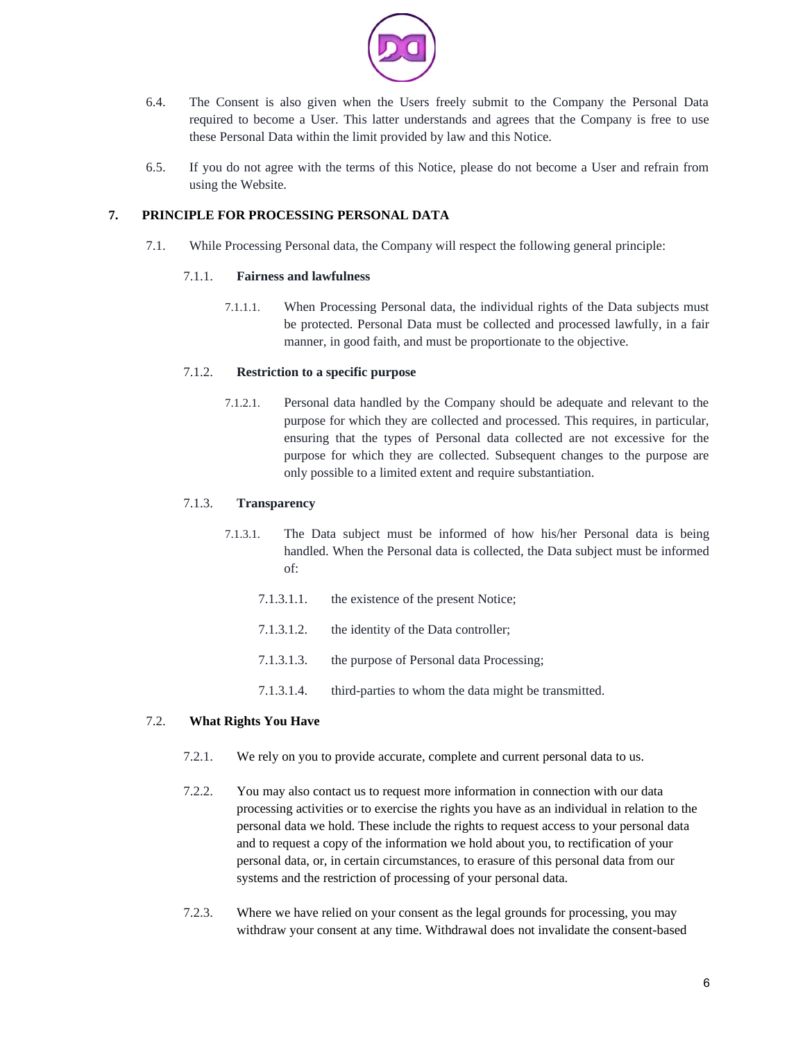6.4. The Consent is also given when the Users freely submit to the Company the Personal Data required to become a User. This latter understands and agrees that the Company is free to use these Personal Data within the limit provided by law and this Notice.

6.5. If you do not agree with the terms of this Notice, please do not become a User and refrain from using the Website.

## 7. PRINCIPLE FOR PROCESSING PERSONAL DATA

7.1. While Processing Personal data, the Company will respect the following general principle:

7.1.1. **Fairness and lawfulness**

7.1.1.1. When Processing Personal data, the individual rights of the Data subjects must be protected. Personal Data must be collected and processed lawfully, in a fair manner, in good faith, and must be proportionate to the objective.

7.1.2. **Restriction to a specific purpose**

7.1.2.1. Personal data handled by the Company should be adequate and relevant to the purpose for which they are collected and processed. This requires, in particular, ensuring that the types of Personal data collected are not excessive for the purpose for which they are collected. Subsequent changes to the purpose are only possible to a limited extent and require substantiation.

7.1.3. **Transparency**

7.1.3.1. The Data subject must be informed of how his/her Personal data is being handled. When the Personal data is collected, the Data subject must be informed of:

7.1.3.1.1. the existence of the present Notice;

7.1.3.1.2. the identity of the Data controller;

7.1.3.1.3. the purpose of Personal data Processing;

7.1.3.1.4. third-parties to whom the data might be transmitted.

7.2. **What Rights You Have**

7.2.1. We rely on you to provide accurate, complete and current personal data to us.

7.2.2. You may also contact us to request more information in connection with our data processing activities or to exercise the rights you have as an individual in relation to the personal data we hold. These include the rights to request access to your personal data and to request a copy of the information we hold about you, to rectification of your personal data, or, in certain circumstances, to erasure of this personal data from our systems and the restriction of processing of your personal data.

7.2.3. Where we have relied on your consent as the legal grounds for processing, you may withdraw your consent at any time. Withdrawal does not invalidate the consent-based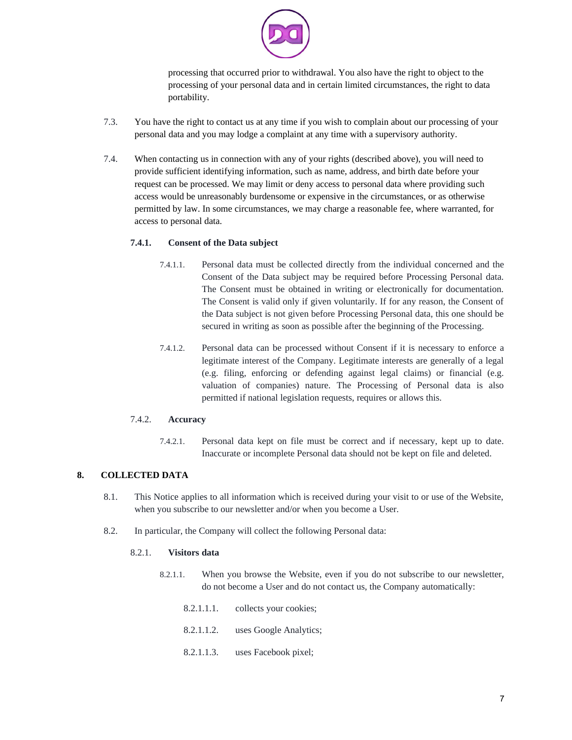processing that occurred prior to withdrawal. You also have the right to object to the processing of your personal data and in certain limited circumstances, the right to data portability.

7.3. You have the right to contact us at any time if you wish to complain about our processing of your personal data and you may lodge a complaint at any time with a supervisory authority.

7.4. When contacting us in connection with any of your rights (described above), you will need to provide sufficient identifying information, such as name, address, and birth date before your request can be processed. We may limit or deny access to personal data where providing such access would be unreasonably burdensome or expensive in the circumstances, or as otherwise permitted by law. In some circumstances, we may charge a reasonable fee, where warranted, for access to personal data.

**7.4.1. Consent of the Data subject**

7.4.1.1. Personal data must be collected directly from the individual concerned and the Consent of the Data subject may be required before Processing Personal data. The Consent must be obtained in writing or electronically for documentation. The Consent is valid only if given voluntarily. If for any reason, the Consent of the Data subject is not given before Processing Personal data, this one should be secured in writing as soon as possible after the beginning of the Processing.

7.4.1.2. Personal data can be processed without Consent if it is necessary to enforce a legitimate interest of the Company. Legitimate interests are generally of a legal (e.g. filing, enforcing or defending against legal claims) or financial (e.g. valuation of companies) nature. The Processing of Personal data is also permitted if national legislation requests, requires or allows this.

7.4.2. **Accuracy**

7.4.2.1. Personal data kept on file must be correct and if necessary, kept up to date. Inaccurate or incomplete Personal data should not be kept on file and deleted.

## 8. COLLECTED DATA

8.1. This Notice applies to all information which is received during your visit to or use of the Website, when you subscribe to our newsletter and/or when you become a User.

8.2. In particular, the Company will collect the following Personal data:

8.2.1. **Visitors data**

8.2.1.1. When you browse the Website, even if you do not subscribe to our newsletter, do not become a User and do not contact us, the Company automatically:

8.2.1.1.1. collects your cookies;

8.2.1.1.2. uses Google Analytics;

8.2.1.1.3. uses Facebook pixel;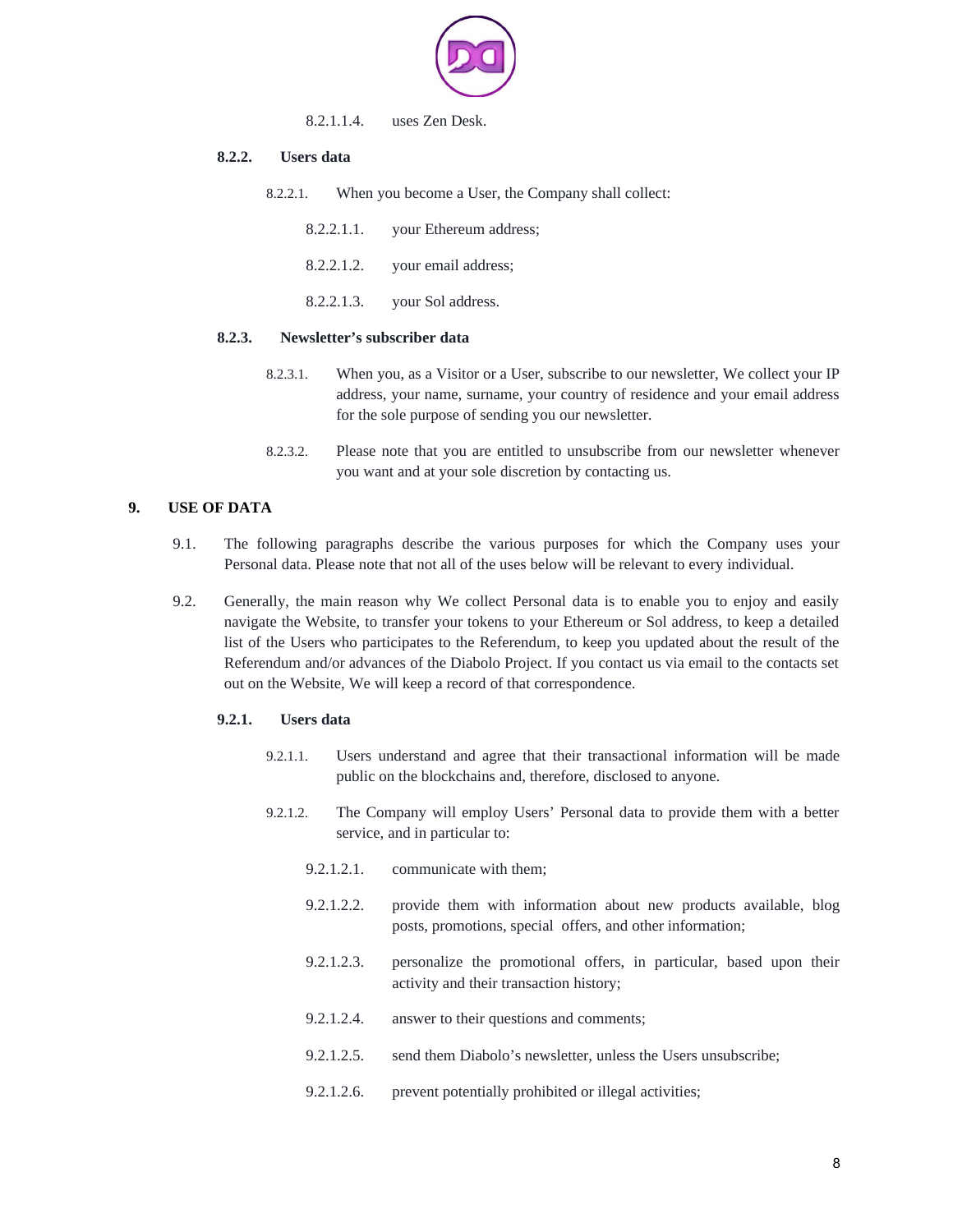8.2.1.1.4. uses Zen Desk.

**8.2.2. Users data**

8.2.2.1. When you become a User, the Company shall collect:

8.2.2.1.1. your Ethereum address;

8.2.2.1.2. your email address;

8.2.2.1.3. your Sol address.

**8.2.3. Newsletter's subscriber data**

8.2.3.1. When you, as a Visitor or a User, subscribe to our newsletter, We collect your IP address, your name, surname, your country of residence and your email address for the sole purpose of sending you our newsletter.

8.2.3.2. Please note that you are entitled to unsubscribe from our newsletter whenever you want and at your sole discretion by contacting us.

## 9. USE OF DATA

9.1. The following paragraphs describe the various purposes for which the Company uses your Personal data. Please note that not all of the uses below will be relevant to every individual.

9.2. Generally, the main reason why We collect Personal data is to enable you to enjoy and easily navigate the Website, to transfer your tokens to your Ethereum or Sol address, to keep a detailed list of the Users who participates to the Referendum, to keep you updated about the result of the Referendum and/or advances of the Diabolo Project. If you contact us via email to the contacts set out on the Website, We will keep a record of that correspondence.

**9.2.1. Users data**

9.2.1.1. Users understand and agree that their transactional information will be made public on the blockchains and, therefore, disclosed to anyone.

9.2.1.2. The Company will employ Users' Personal data to provide them with a better service, and in particular to:

9.2.1.2.1. communicate with them;

9.2.1.2.2. provide them with information about new products available, blog posts, promotions, special offers, and other information;

9.2.1.2.3. personalize the promotional offers, in particular, based upon their activity and their transaction history;

9.2.1.2.4. answer to their questions and comments;

9.2.1.2.5. send them Diabolo's newsletter, unless the Users unsubscribe;

9.2.1.2.6. prevent potentially prohibited or illegal activities;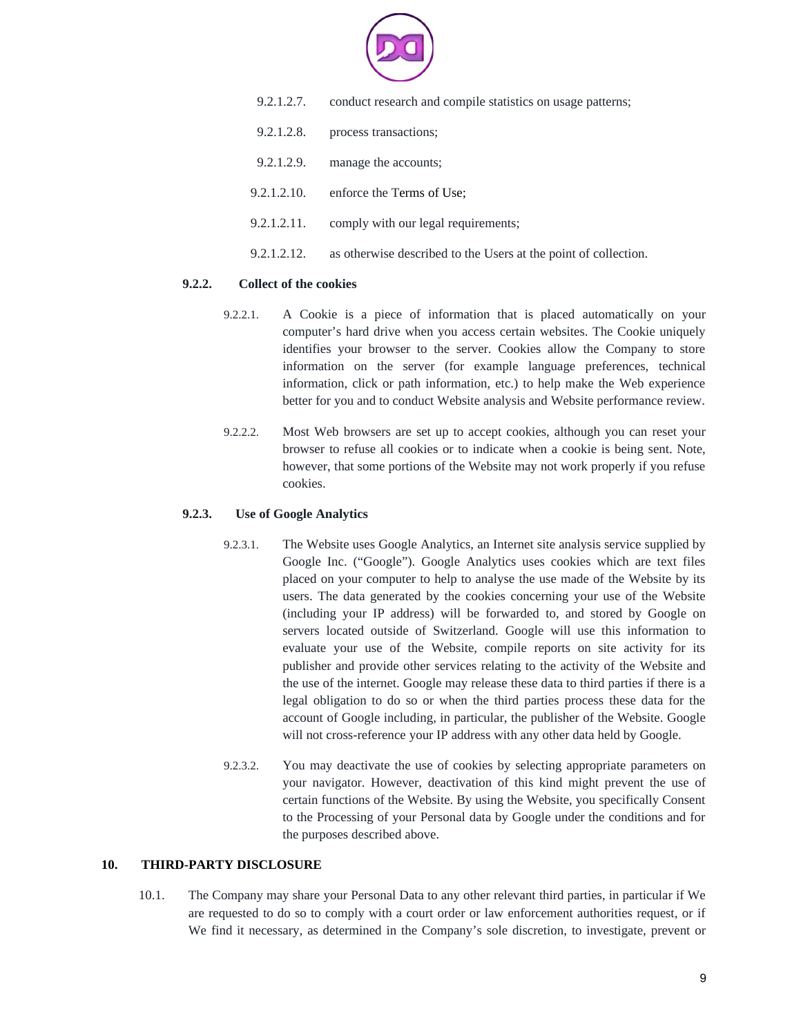9.2.1.2.7. conduct research and compile statistics on usage patterns;

9.2.1.2.8. process transactions;

9.2.1.2.9. manage the accounts;

9.2.1.2.10. enforce the Terms of Use;

9.2.1.2.11. comply with our legal requirements;

9.2.1.2.12. as otherwise described to the Users at the point of collection.

#### 9.2.2. Collect of the cookies

9.2.2.1. A Cookie is a piece of information that is placed automatically on your computer's hard drive when you access certain websites. The Cookie uniquely identifies your browser to the server. Cookies allow the Company to store information on the server (for example language preferences, technical information, click or path information, etc.) to help make the Web experience better for you and to conduct Website analysis and Website performance review.

9.2.2.2. Most Web browsers are set up to accept cookies, although you can reset your browser to refuse all cookies or to indicate when a cookie is being sent. Note, however, that some portions of the Website may not work properly if you refuse cookies.

#### 9.2.3. Use of Google Analytics

9.2.3.1. The Website uses Google Analytics, an Internet site analysis service supplied by Google Inc. ("Google"). Google Analytics uses cookies which are text files placed on your computer to help to analyse the use made of the Website by its users. The data generated by the cookies concerning your use of the Website (including your IP address) will be forwarded to, and stored by Google on servers located outside of Switzerland. Google will use this information to evaluate your use of the Website, compile reports on site activity for its publisher and provide other services relating to the activity of the Website and the use of the internet. Google may release these data to third parties if there is a legal obligation to do so or when the third parties process these data for the account of Google including, in particular, the publisher of the Website. Google will not cross-reference your IP address with any other data held by Google.

9.2.3.2. You may deactivate the use of cookies by selecting appropriate parameters on your navigator. However, deactivation of this kind might prevent the use of certain functions of the Website. By using the Website, you specifically Consent to the Processing of your Personal data by Google under the conditions and for the purposes described above.

## 10. THIRD-PARTY DISCLOSURE

10.1. The Company may share your Personal Data to any other relevant third parties, in particular if We are requested to do so to comply with a court order or law enforcement authorities request, or if We find it necessary, as determined in the Company's sole discretion, to investigate, prevent or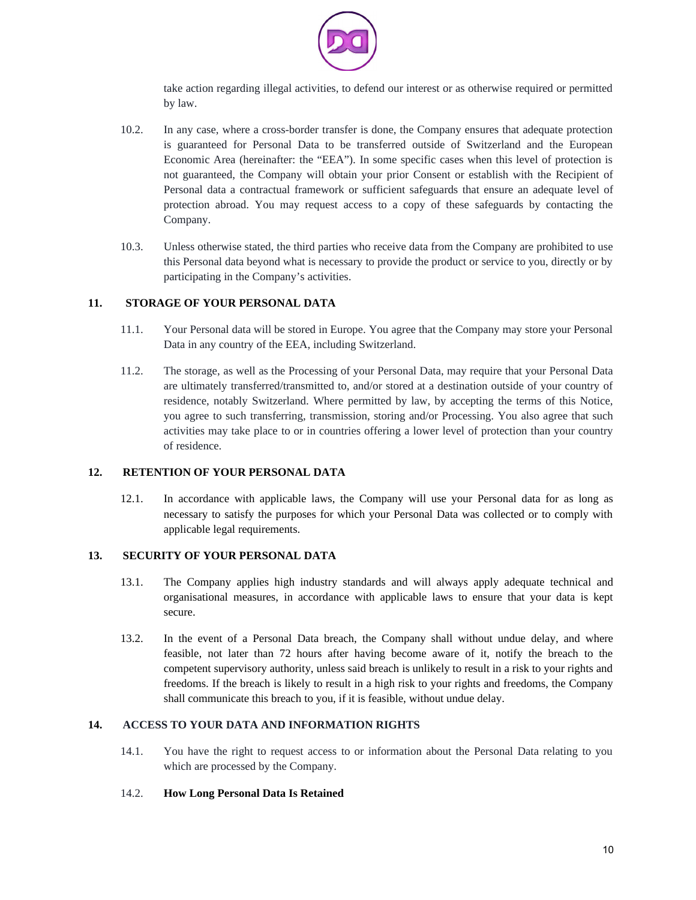take action regarding illegal activities, to defend our interest or as otherwise required or permitted by law.

10.2. In any case, where a cross-border transfer is done, the Company ensures that adequate protection is guaranteed for Personal Data to be transferred outside of Switzerland and the European Economic Area (hereinafter: the "EEA"). In some specific cases when this level of protection is not guaranteed, the Company will obtain your prior Consent or establish with the Recipient of Personal data a contractual framework or sufficient safeguards that ensure an adequate level of protection abroad. You may request access to a copy of these safeguards by contacting the Company.

10.3. Unless otherwise stated, the third parties who receive data from the Company are prohibited to use this Personal data beyond what is necessary to provide the product or service to you, directly or by participating in the Company's activities.

## 11. STORAGE OF YOUR PERSONAL DATA

11.1. Your Personal data will be stored in Europe. You agree that the Company may store your Personal Data in any country of the EEA, including Switzerland.

11.2. The storage, as well as the Processing of your Personal Data, may require that your Personal Data are ultimately transferred/transmitted to, and/or stored at a destination outside of your country of residence, notably Switzerland. Where permitted by law, by accepting the terms of this Notice, you agree to such transferring, transmission, storing and/or Processing. You also agree that such activities may take place to or in countries offering a lower level of protection than your country of residence.

## 12. RETENTION OF YOUR PERSONAL DATA

12.1. In accordance with applicable laws, the Company will use your Personal data for as long as necessary to satisfy the purposes for which your Personal Data was collected or to comply with applicable legal requirements.

## 13. SECURITY OF YOUR PERSONAL DATA

13.1. The Company applies high industry standards and will always apply adequate technical and organisational measures, in accordance with applicable laws to ensure that your data is kept secure.

13.2. In the event of a Personal Data breach, the Company shall without undue delay, and where feasible, not later than 72 hours after having become aware of it, notify the breach to the competent supervisory authority, unless said breach is unlikely to result in a risk to your rights and freedoms. If the breach is likely to result in a high risk to your rights and freedoms, the Company shall communicate this breach to you, if it is feasible, without undue delay.

## 14. ACCESS TO YOUR DATA AND INFORMATION RIGHTS

14.1. You have the right to request access to or information about the Personal Data relating to you which are processed by the Company.

14.2. **How Long Personal Data Is Retained**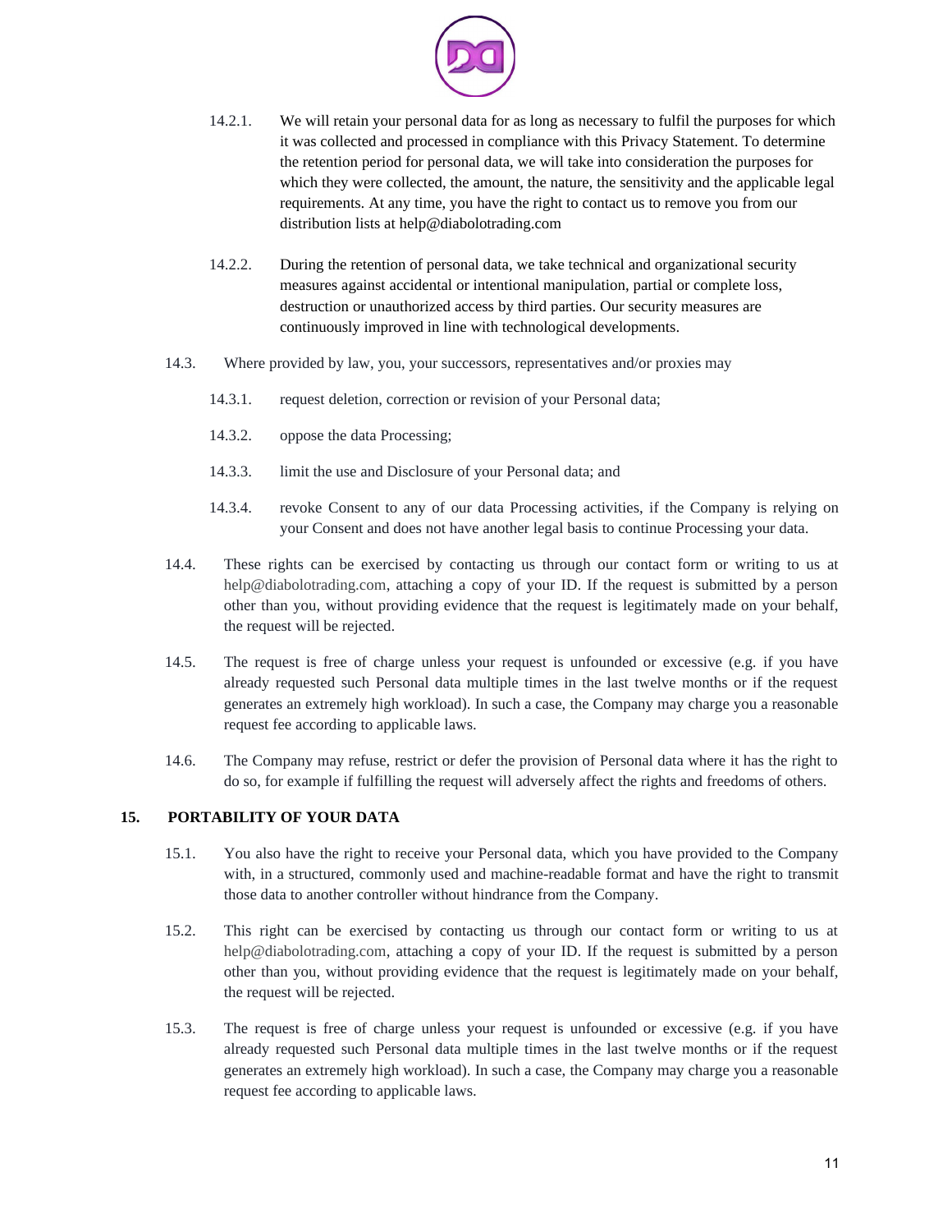14.2.1. We will retain your personal data for as long as necessary to fulfil the purposes for which it was collected and processed in compliance with this Privacy Statement. To determine the retention period for personal data, we will take into consideration the purposes for which they were collected, the amount, the nature, the sensitivity and the applicable legal requirements. At any time, you have the right to contact us to remove you from our distribution lists at help@diabolotrading.com

14.2.2. During the retention of personal data, we take technical and organizational security measures against accidental or intentional manipulation, partial or complete loss, destruction or unauthorized access by third parties. Our security measures are continuously improved in line with technological developments.

14.3. Where provided by law, you, your successors, representatives and/or proxies may

14.3.1. request deletion, correction or revision of your Personal data;

14.3.2. oppose the data Processing;

14.3.3. limit the use and Disclosure of your Personal data; and

14.3.4. revoke Consent to any of our data Processing activities, if the Company is relying on your Consent and does not have another legal basis to continue Processing your data.

14.4. These rights can be exercised by contacting us through our contact form or writing to us at help@diabolotrading.com, attaching a copy of your ID. If the request is submitted by a person other than you, without providing evidence that the request is legitimately made on your behalf, the request will be rejected.

14.5. The request is free of charge unless your request is unfounded or excessive (e.g. if you have already requested such Personal data multiple times in the last twelve months or if the request generates an extremely high workload). In such a case, the Company may charge you a reasonable request fee according to applicable laws.

14.6. The Company may refuse, restrict or defer the provision of Personal data where it has the right to do so, for example if fulfilling the request will adversely affect the rights and freedoms of others.

## 15. PORTABILITY OF YOUR DATA

15.1. You also have the right to receive your Personal data, which you have provided to the Company with, in a structured, commonly used and machine-readable format and have the right to transmit those data to another controller without hindrance from the Company.

15.2. This right can be exercised by contacting us through our contact form or writing to us at help@diabolotrading.com, attaching a copy of your ID. If the request is submitted by a person other than you, without providing evidence that the request is legitimately made on your behalf, the request will be rejected.

15.3. The request is free of charge unless your request is unfounded or excessive (e.g. if you have already requested such Personal data multiple times in the last twelve months or if the request generates an extremely high workload). In such a case, the Company may charge you a reasonable request fee according to applicable laws.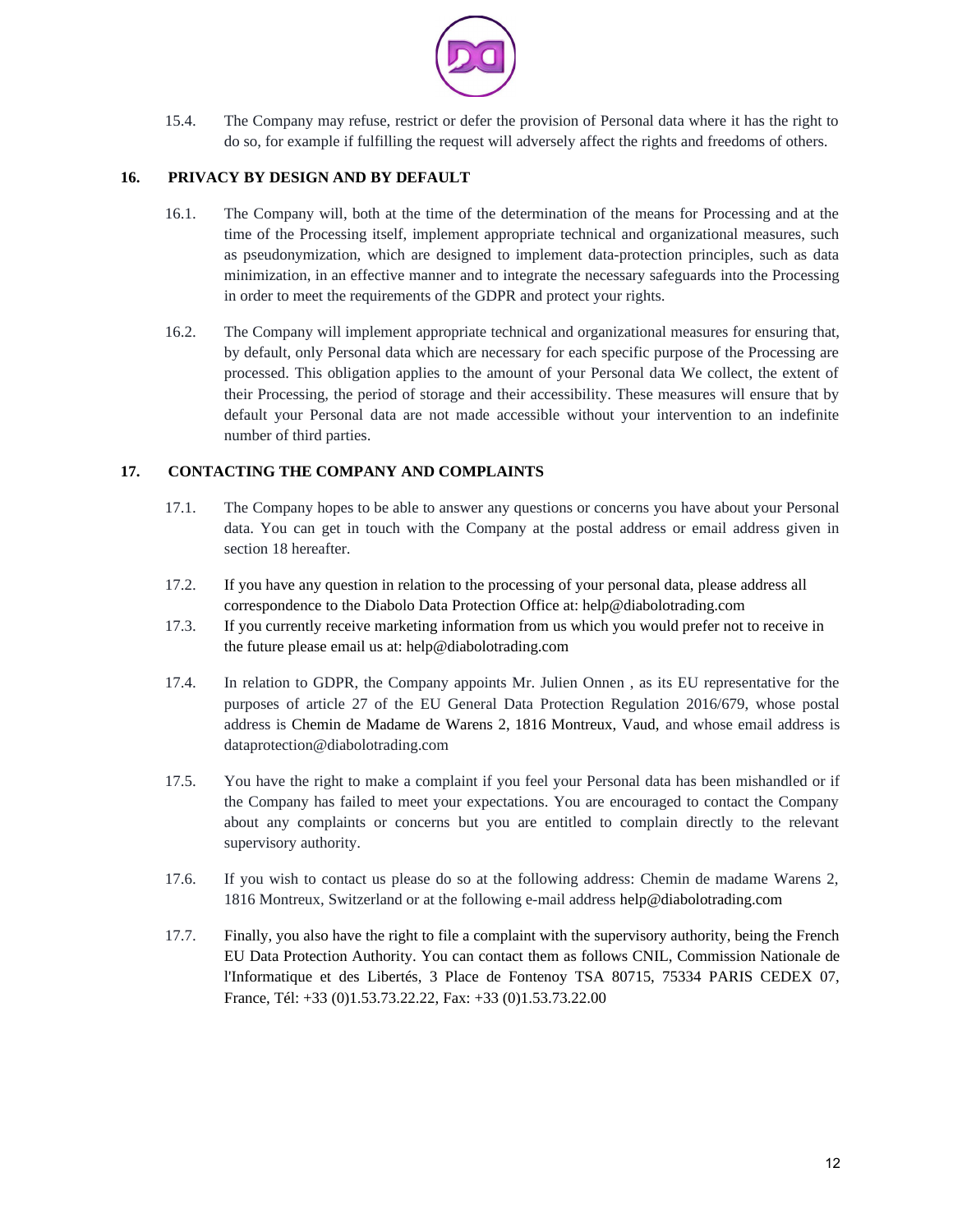15.4. The Company may refuse, restrict or defer the provision of Personal data where it has the right to do so, for example if fulfilling the request will adversely affect the rights and freedoms of others.

## 16. PRIVACY BY DESIGN AND BY DEFAULT

16.1. The Company will, both at the time of the determination of the means for Processing and at the time of the Processing itself, implement appropriate technical and organizational measures, such as pseudonymization, which are designed to implement data-protection principles, such as data minimization, in an effective manner and to integrate the necessary safeguards into the Processing in order to meet the requirements of the GDPR and protect your rights.

16.2. The Company will implement appropriate technical and organizational measures for ensuring that, by default, only Personal data which are necessary for each specific purpose of the Processing are processed. This obligation applies to the amount of your Personal data We collect, the extent of their Processing, the period of storage and their accessibility. These measures will ensure that by default your Personal data are not made accessible without your intervention to an indefinite number of third parties.

## 17. CONTACTING THE COMPANY AND COMPLAINTS

17.1. The Company hopes to be able to answer any questions or concerns you have about your Personal data. You can get in touch with the Company at the postal address or email address given in section 18 hereafter.

17.2. If you have any question in relation to the processing of your personal data, please address all correspondence to the Diabolo Data Protection Office at: help@diabolotrading.com

17.3. If you currently receive marketing information from us which you would prefer not to receive in the future please email us at: help@diabolotrading.com

17.4. In relation to GDPR, the Company appoints Mr. Julien Onnen , as its EU representative for the purposes of article 27 of the EU General Data Protection Regulation 2016/679, whose postal address is Chemin de Madame de Warens 2, 1816 Montreux, Vaud, and whose email address is dataprotection@diabolotrading.com

17.5. You have the right to make a complaint if you feel your Personal data has been mishandled or if the Company has failed to meet your expectations. You are encouraged to contact the Company about any complaints or concerns but you are entitled to complain directly to the relevant supervisory authority.

17.6. If you wish to contact us please do so at the following address: Chemin de madame Warens 2, 1816 Montreux, Switzerland or at the following e-mail address help@diabolotrading.com

17.7. Finally, you also have the right to file a complaint with the supervisory authority, being the French EU Data Protection Authority. You can contact them as follows CNIL, Commission Nationale de l'Informatique et des Libertés, 3 Place de Fontenoy TSA 80715, 75334 PARIS CEDEX 07, France, Tél: +33 (0)1.53.73.22.22, Fax: +33 (0)1.53.73.22.00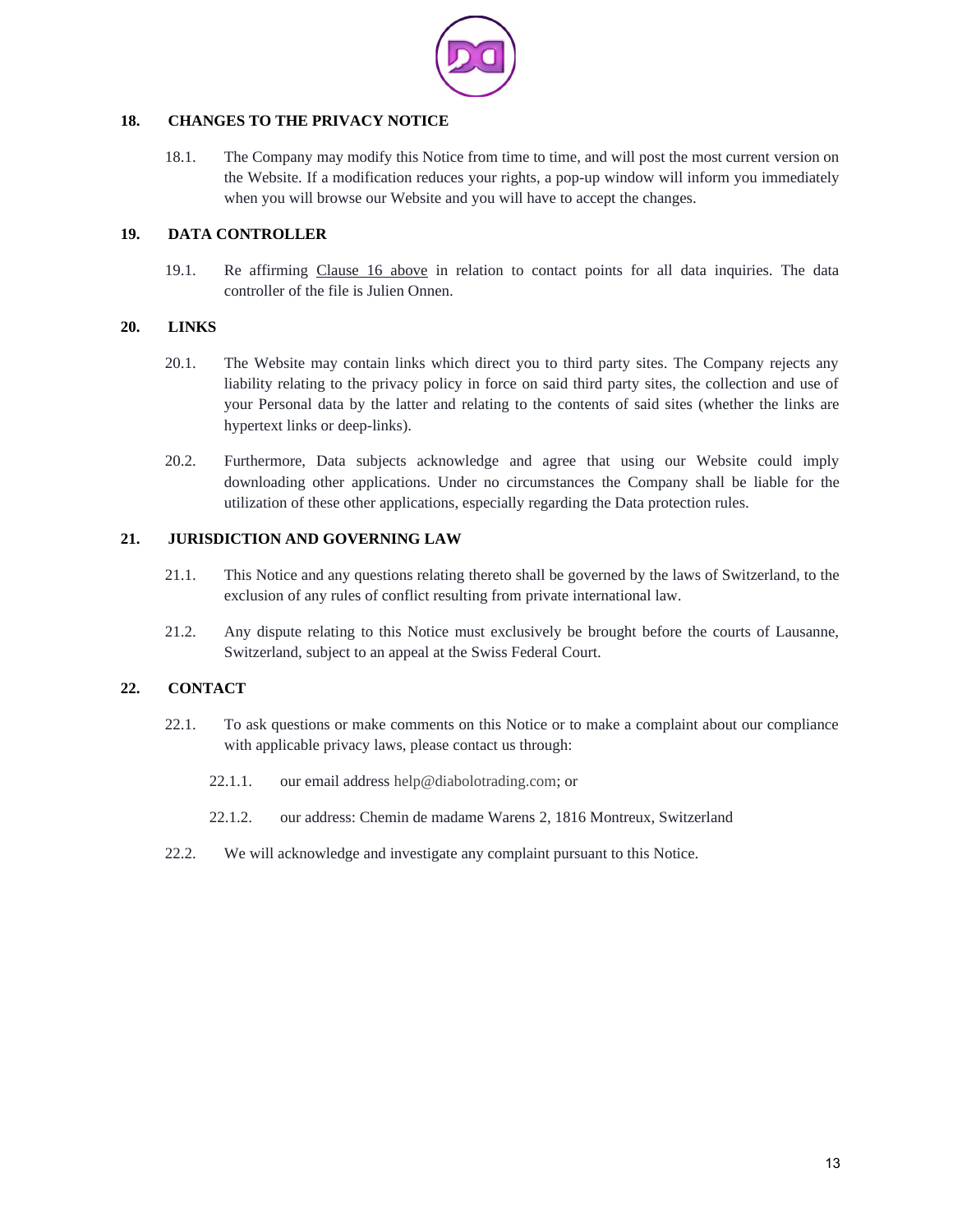## 18. CHANGES TO THE PRIVACY NOTICE

18.1. The Company may modify this Notice from time to time, and will post the most current version on the Website. If a modification reduces your rights, a pop-up window will inform you immediately when you will browse our Website and you will have to accept the changes.

## 19. DATA CONTROLLER

19.1. Re affirming Clause 16 above in relation to contact points for all data inquiries. The data controller of the file is Julien Onnen.

## 20. LINKS

20.1. The Website may contain links which direct you to third party sites. The Company rejects any liability relating to the privacy policy in force on said third party sites, the collection and use of your Personal data by the latter and relating to the contents of said sites (whether the links are hypertext links or deep-links).

20.2. Furthermore, Data subjects acknowledge and agree that using our Website could imply downloading other applications. Under no circumstances the Company shall be liable for the utilization of these other applications, especially regarding the Data protection rules.

## 21. JURISDICTION AND GOVERNING LAW

21.1. This Notice and any questions relating thereto shall be governed by the laws of Switzerland, to the exclusion of any rules of conflict resulting from private international law.

21.2. Any dispute relating to this Notice must exclusively be brought before the courts of Lausanne, Switzerland, subject to an appeal at the Swiss Federal Court.

## 22. CONTACT

22.1. To ask questions or make comments on this Notice or to make a complaint about our compliance with applicable privacy laws, please contact us through:

22.1.1. our email address help@diabolotrading.com; or

22.1.2. our address: Chemin de madame Warens 2, 1816 Montreux, Switzerland

22.2. We will acknowledge and investigate any complaint pursuant to this Notice.